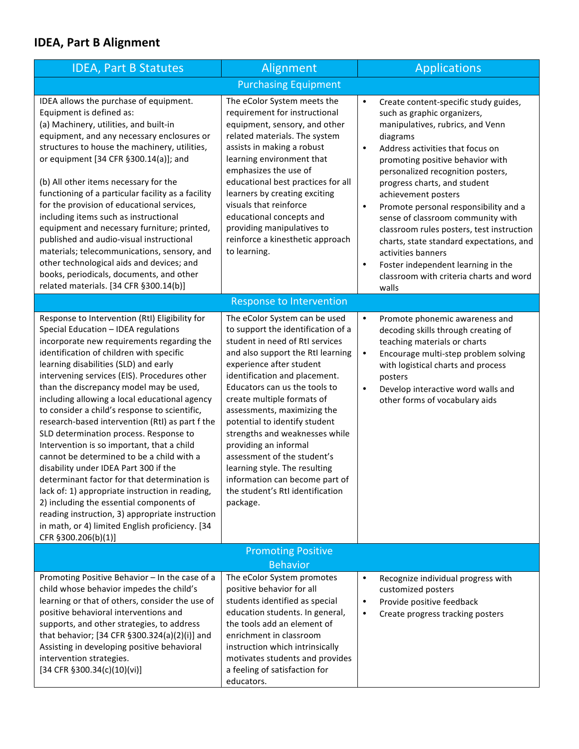## IDEA, Part B Alignment

| IDEA, Part B Statutes | Alignment | Applications |
|---|---|---|
| **Purchasing Equipment** | | |
| IDEA allows the purchase of equipment. Equipment is defined as:<br>(a) Machinery, utilities, and built-in equipment, and any necessary enclosures or structures to house the machinery, utilities, or equipment [34 CFR §300.14(a)]; and<br><br>(b) All other items necessary for the functioning of a particular facility as a facility for the provision of educational services, including items such as instructional equipment and necessary furniture; printed, published and audio-visual instructional materials; telecommunications, sensory, and other technological aids and devices; and books, periodicals, documents, and other related materials. [34 CFR §300.14(b)] | The eColor System meets the requirement for instructional equipment, sensory, and other related materials. The system assists in making a robust learning environment that emphasizes the use of educational best practices for all learners by creating exciting visuals that reinforce educational concepts and providing manipulatives to reinforce a kinesthetic approach to learning. | • Create content-specific study guides, such as graphic organizers, manipulatives, rubrics, and Venn diagrams<br>• Address activities that focus on promoting positive behavior with personalized recognition posters, progress charts, and student achievement posters<br>• Promote personal responsibility and a sense of classroom community with classroom rules posters, test instruction charts, state standard expectations, and activities banners<br>• Foster independent learning in the classroom with criteria charts and word walls |
| **Response to Intervention** | | |
| Response to Intervention (RtI) Eligibility for Special Education – IDEA regulations incorporate new requirements regarding the identification of children with specific learning disabilities (SLD) and early intervening services (EIS). Procedures other than the discrepancy model may be used, including allowing a local educational agency to consider a child's response to scientific, research-based intervention (RtI) as part f the SLD determination process. Response to Intervention is so important, that a child cannot be determined to be a child with a disability under IDEA Part 300 if the determinant factor for that determination is lack of: 1) appropriate instruction in reading, 2) including the essential components of reading instruction, 3) appropriate instruction in math, or 4) limited English proficiency. [34 CFR §300.206(b)(1)] | The eColor System can be used to support the identification of a student in need of RtI services and also support the RtI learning experience after student identification and placement. Educators can us the tools to create multiple formats of assessments, maximizing the potential to identify student strengths and weaknesses while providing an informal assessment of the student's learning style. The resulting information can become part of the student's RtI identification package. | • Promote phonemic awareness and decoding skills through creating of teaching materials or charts<br>• Encourage multi-step problem solving with logistical charts and process posters<br>• Develop interactive word walls and other forms of vocabulary aids |
| **Promoting Positive Behavior** | | |
| Promoting Positive Behavior – In the case of a child whose behavior impedes the child's learning or that of others, consider the use of positive behavioral interventions and supports, and other strategies, to address that behavior; [34 CFR §300.324(a)(2)(i)] and Assisting in developing positive behavioral intervention strategies.<br>[34 CFR §300.34(c)(10)(vi)] | The eColor System promotes positive behavior for all students identified as special education students. In general, the tools add an element of enrichment in classroom instruction which intrinsically motivates students and provides a feeling of satisfaction for educators. | • Recognize individual progress with customized posters<br>• Provide positive feedback<br>• Create progress tracking posters |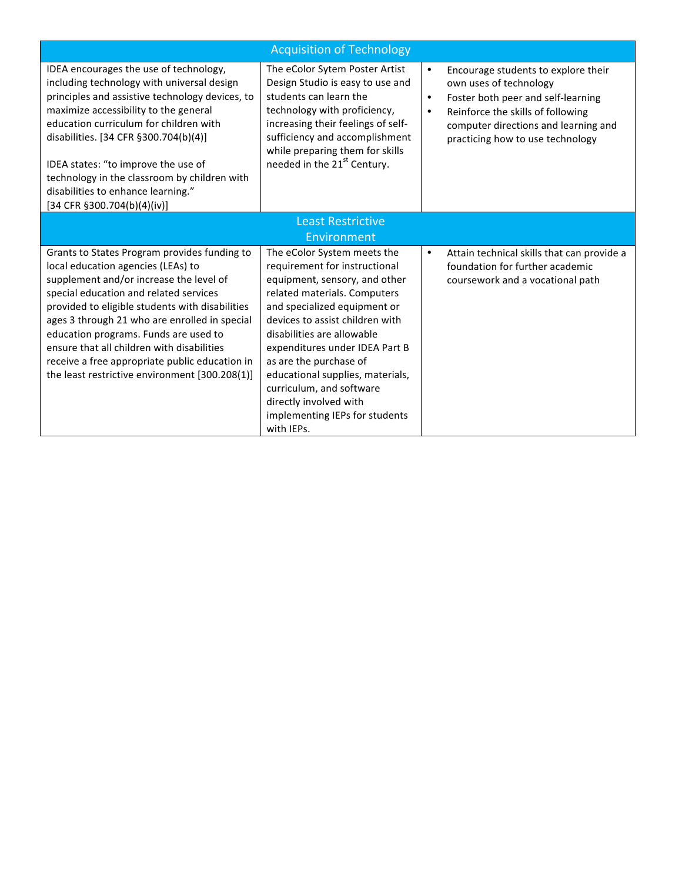| | | |
|---|---|---|
| **Acquisition of Technology** | | |
| IDEA encourages the use of technology, including technology with universal design principles and assistive technology devices, to maximize accessibility to the general education curriculum for children with disabilities. [34 CFR §300.704(b)(4)]<br><br>IDEA states: "to improve the use of technology in the classroom by children with disabilities to enhance learning." [34 CFR §300.704(b)(4)(iv)] | The eColor Sytem Poster Artist Design Studio is easy to use and students can learn the technology with proficiency, increasing their feelings of self-sufficiency and accomplishment while preparing them for skills needed in the 21st Century. | • Encourage students to explore their own uses of technology<br>• Foster both peer and self-learning<br>• Reinforce the skills of following computer directions and learning and practicing how to use technology |
| **Least Restrictive Environment** | | |
| Grants to States Program provides funding to local education agencies (LEAs) to supplement and/or increase the level of special education and related services provided to eligible students with disabilities ages 3 through 21 who are enrolled in special education programs. Funds are used to ensure that all children with disabilities receive a free appropriate public education in the least restrictive environment [300.208(1)] | The eColor System meets the requirement for instructional equipment, sensory, and other related materials. Computers and specialized equipment or devices to assist children with disabilities are allowable expenditures under IDEA Part B as are the purchase of educational supplies, materials, curriculum, and software directly involved with implementing IEPs for students with IEPs. | • Attain technical skills that can provide a foundation for further academic coursework and a vocational path |